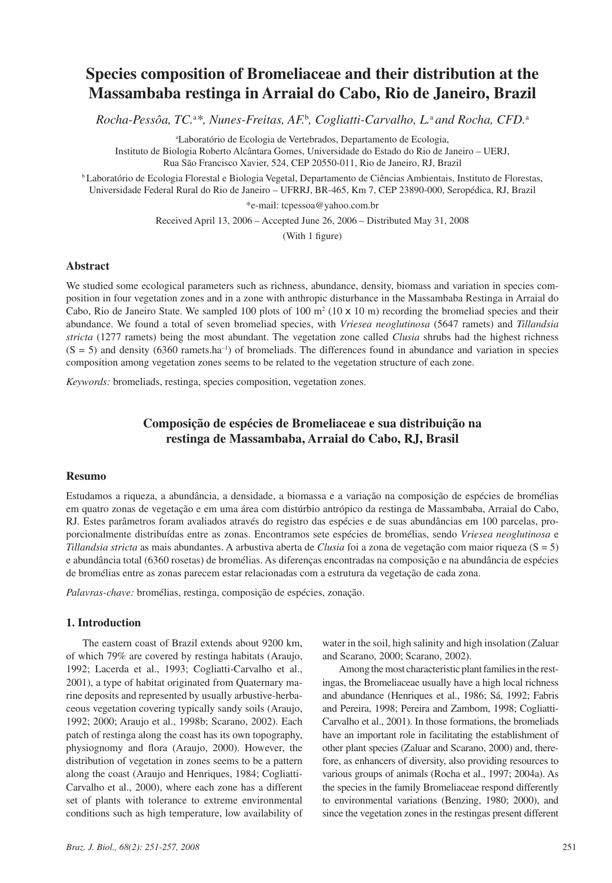# Species composition of Bromeliaceae and their distribution at the Massambaba restinga in Arraial do Cabo, Rio de Janeiro, Brazil

*Rocha-Pessôa, TC.*[a]*, *Nunes-Freitas, AF.*[b], *Cogliatti-Carvalho, L.*[a] *and Rocha, CFD.*[a]

[a]Laboratório de Ecologia de Vertebrados, Departamento de Ecologia, Instituto de Biologia Roberto Alcântara Gomes, Universidade do Estado do Rio de Janeiro – UERJ, Rua São Francisco Xavier, 524, CEP 20550-011, Rio de Janeiro, RJ, Brazil

[b]Laboratório de Ecologia Florestal e Biologia Vegetal, Departamento de Ciências Ambientais, Instituto de Florestas, Universidade Federal Rural do Rio de Janeiro – UFRRJ, BR-465, Km 7, CEP 23890-000, Seropédica, RJ, Brazil

*e-mail: tcpessoa@yahoo.com.br

Received April 13, 2006 – Accepted June 26, 2006 – Distributed May 31, 2008

(With 1 figure)

## Abstract

We studied some ecological parameters such as richness, abundance, density, biomass and variation in species composition in four vegetation zones and in a zone with anthropic disturbance in the Massambaba Restinga in Arraial do Cabo, Rio de Janeiro State. We sampled 100 plots of 100 $m^2$ (10 x 10 m) recording the bromeliad species and their abundance. We found a total of seven bromeliad species, with *Vriesea neoglutinosa* (5647 ramets) and *Tillandsia stricta* (1277 ramets) being the most abundant. The vegetation zone called *Clusia* shrubs had the highest richness (S = 5) and density (6360 $ramets.ha^{-1}$) of bromeliads. The differences found in abundance and variation in species composition among vegetation zones seems to be related to the vegetation structure of each zone.

*Keywords:* bromeliads, restinga, species composition, vegetation zones.

## Composição de espécies de Bromeliaceae e sua distribuição na restinga de Massambaba, Arraial do Cabo, RJ, Brasil

## Resumo

Estudamos a riqueza, a abundância, a densidade, a biomassa e a variação na composição de espécies de bromélias em quatro zonas de vegetação e em uma área com distúrbio antrópico da restinga de Massambaba, Arraial do Cabo, RJ. Estes parâmetros foram avaliados através do registro das espécies e de suas abundâncias em 100 parcelas, proporcionalmente distribuídas entre as zonas. Encontramos sete espécies de bromélias, sendo *Vriesea neoglutinosa* e *Tillandsia stricta* as mais abundantes. A arbustiva aberta de *Clusia* foi a zona de vegetação com maior riqueza (S = 5) e abundância total (6360 rosetas) de bromélias. As diferenças encontradas na composição e na abundância de espécies de bromélias entre as zonas parecem estar relacionadas com a estrutura da vegetação de cada zona.

*Palavras-chave:* bromélias, restinga, composição de espécies, zonação.

## 1. Introduction

The eastern coast of Brazil extends about 9200 km, of which 79% are covered by restinga habitats (Araujo, 1992; Lacerda et al., 1993; Cogliatti-Carvalho et al., 2001), a type of habitat originated from Quaternary marine deposits and represented by usually arbustive-herbaceous vegetation covering typically sandy soils (Araujo, 1992; 2000; Araujo et al., 1998b; Scarano, 2002). Each patch of restinga along the coast has its own topography, physiognomy and flora (Araujo, 2000). However, the distribution of vegetation in zones seems to be a pattern along the coast (Araujo and Henriques, 1984; Cogliatti-Carvalho et al., 2000), where each zone has a different set of plants with tolerance to extreme environmental conditions such as high temperature, low availability of water in the soil, high salinity and high insolation (Zaluar and Scarano, 2000; Scarano, 2002).

Among the most characteristic plant families in the restingas, the Bromeliaceae usually have a high local richness and abundance (Henriques et al., 1986; Sá, 1992; Fabris and Pereira, 1998; Pereira and Zambom, 1998; Cogliatti-Carvalho et al., 2001). In those formations, the bromeliads have an important role in facilitating the establishment of other plant species (Zaluar and Scarano, 2000) and, therefore, as enhancers of diversity, also providing resources to various groups of animals (Rocha et al., 1997; 2004a). As the species in the family Bromeliaceae respond differently to environmental variations (Benzing, 1980; 2000), and since the vegetation zones in the restingas present different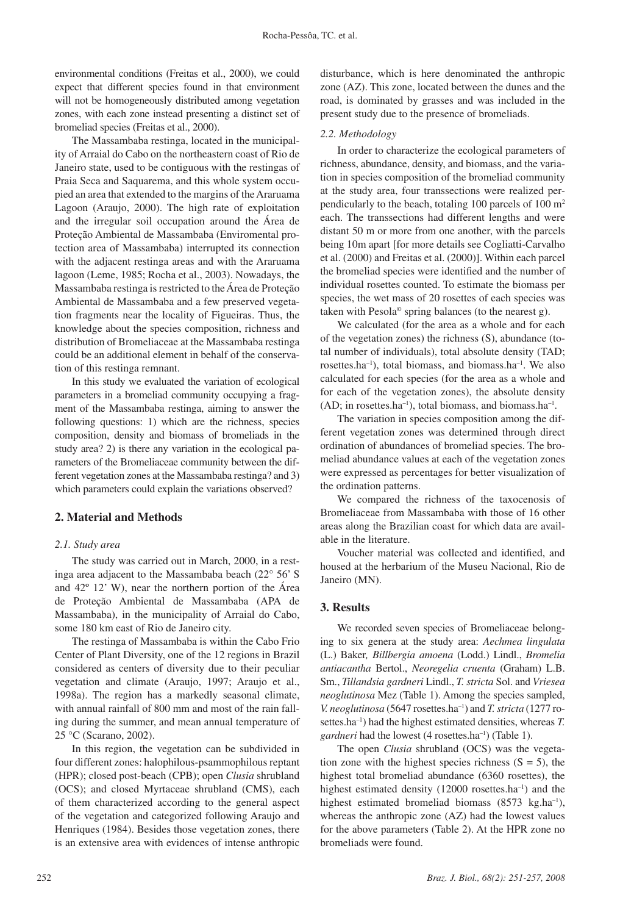environmental conditions (Freitas et al., 2000), we could expect that different species found in that environment will not be homogeneously distributed among vegetation zones, with each zone instead presenting a distinct set of bromeliad species (Freitas et al., 2000).

The Massambaba restinga, located in the municipality of Arraial do Cabo on the northeastern coast of Rio de Janeiro state, used to be contiguous with the restingas of Praia Seca and Saquarema, and this whole system occupied an area that extended to the margins of the Araruama Lagoon (Araujo, 2000). The high rate of exploitation and the irregular soil occupation around the Área de Proteção Ambiental de Massambaba (Enviromental protection area of Massambaba) interrupted its connection with the adjacent restinga areas and with the Araruama lagoon (Leme, 1985; Rocha et al., 2003). Nowadays, the Massambaba restinga is restricted to the Área de Proteção Ambiental de Massambaba and a few preserved vegetation fragments near the locality of Figueiras. Thus, the knowledge about the species composition, richness and distribution of Bromeliaceae at the Massambaba restinga could be an additional element in behalf of the conservation of this restinga remnant.

In this study we evaluated the variation of ecological parameters in a bromeliad community occupying a fragment of the Massambaba restinga, aiming to answer the following questions: 1) which are the richness, species composition, density and biomass of bromeliads in the study area? 2) is there any variation in the ecological parameters of the Bromeliaceae community between the different vegetation zones at the Massambaba restinga? and 3) which parameters could explain the variations observed?

## 2. Material and Methods

### *2.1. Study area*

The study was carried out in March, 2000, in a restinga area adjacent to the Massambaba beach (22° 56' S and 42º 12' W), near the northern portion of the Área de Proteção Ambiental de Massambaba (APA de Massambaba), in the municipality of Arraial do Cabo, some 180 km east of Rio de Janeiro city.

The restinga of Massambaba is within the Cabo Frio Center of Plant Diversity, one of the 12 regions in Brazil considered as centers of diversity due to their peculiar vegetation and climate (Araujo, 1997; Araujo et al., 1998a). The region has a markedly seasonal climate, with annual rainfall of 800 mm and most of the rain falling during the summer, and mean annual temperature of 25 °C (Scarano, 2002).

In this region, the vegetation can be subdivided in four different zones: halophilous-psammophilous reptant (HPR); closed post-beach (CPB); open *Clusia* shrubland (OCS); and closed Myrtaceae shrubland (CMS), each of them characterized according to the general aspect of the vegetation and categorized following Araujo and Henriques (1984). Besides those vegetation zones, there is an extensive area with evidences of intense anthropic disturbance, which is here denominated the anthropic zone (AZ). This zone, located between the dunes and the road, is dominated by grasses and was included in the present study due to the presence of bromeliads.

### *2.2. Methodology*

In order to characterize the ecological parameters of richness, abundance, density, and biomass, and the variation in species composition of the bromeliad community at the study area, four transsections were realized perpendicularly to the beach, totaling 100 parcels of 100 $m^2$ each. The transsections had different lengths and were distant 50 m or more from one another, with the parcels being 10m apart [for more details see Cogliatti-Carvalho et al. (2000) and Freitas et al. (2000)]. Within each parcel the bromeliad species were identified and the number of individual rosettes counted. To estimate the biomass per species, the wet mass of 20 rosettes of each species was taken with Pesola© spring balances (to the nearest g).

We calculated (for the area as a whole and for each of the vegetation zones) the richness (S), abundance (total number of individuals), total absolute density (TAD; rosettes.$ha^{-1}$), total biomass, and biomass.$ha^{-1}$. We also calculated for each species (for the area as a whole and for each of the vegetation zones), the absolute density (AD; in rosettes.$ha^{-1}$), total biomass, and biomass.$ha^{-1}$.

The variation in species composition among the different vegetation zones was determined through direct ordination of abundances of bromeliad species. The bromeliad abundance values at each of the vegetation zones were expressed as percentages for better visualization of the ordination patterns.

We compared the richness of the taxocenosis of Bromeliaceae from Massambaba with those of 16 other areas along the Brazilian coast for which data are available in the literature.

Voucher material was collected and identified, and housed at the herbarium of the Museu Nacional, Rio de Janeiro (MN).

## 3. Results

We recorded seven species of Bromeliaceae belonging to six genera at the study area: *Aechmea lingulata* (L.) Baker*, Billbergia amoena* (Lodd.) Lindl., *Bromelia antiacantha* Bertol., *Neoregelia cruenta* (Graham) L.B. Sm., *Tillandsia gardneri* Lindl., *T. stricta* Sol. and *Vriesea neoglutinosa* Mez (Table 1). Among the species sampled, *V. neoglutinosa* (5647 rosettes.$ha^{-1}$) and *T. stricta* (1277 rosettes.$ha^{-1}$) had the highest estimated densities, whereas *T. gardneri* had the lowest (4 rosettes.$ha^{-1}$) (Table 1).

The open *Clusia* shrubland (OCS) was the vegetation zone with the highest species richness (S = 5), the highest total bromeliad abundance (6360 rosettes), the highest estimated density (12000 rosettes.$ha^{-1}$) and the highest estimated bromeliad biomass (8573 kg.$ha^{-1}$), whereas the anthropic zone (AZ) had the lowest values for the above parameters (Table 2). At the HPR zone no bromeliads were found.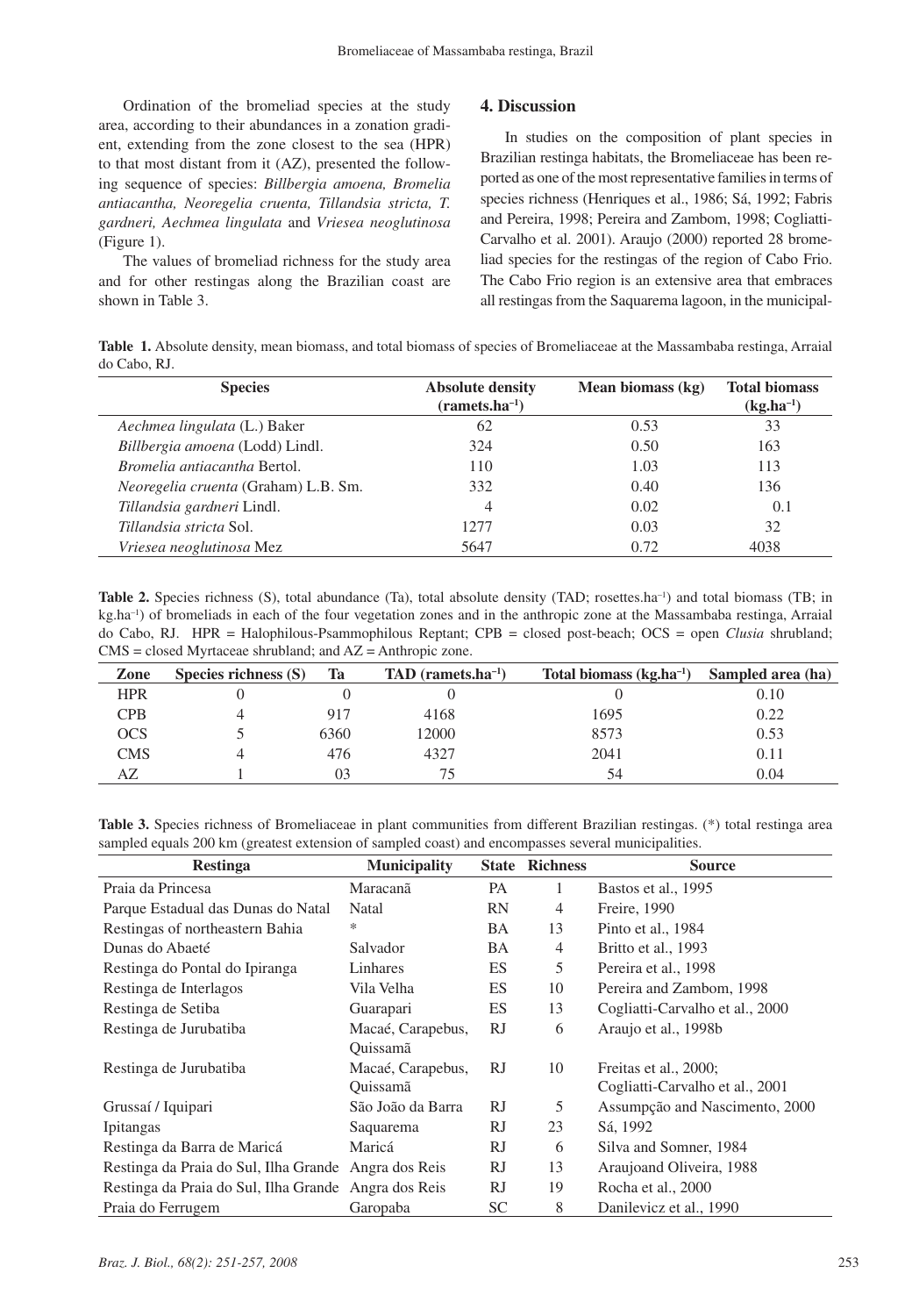Ordination of the bromeliad species at the study area, according to their abundances in a zonation gradient, extending from the zone closest to the sea (HPR) to that most distant from it (AZ), presented the following sequence of species: *Billbergia amoena, Bromelia antiacantha, Neoregelia cruenta, Tillandsia stricta, T. gardneri, Aechmea lingulata* and *Vriesea neoglutinosa* (Figure 1).

The values of bromeliad richness for the study area and for other restingas along the Brazilian coast are shown in Table 3.

## 4. Discussion

In studies on the composition of plant species in Brazilian restinga habitats, the Bromeliaceae has been reported as one of the most representative families in terms of species richness (Henriques et al., 1986; Sá, 1992; Fabris and Pereira, 1998; Pereira and Zambom, 1998; Cogliatti-Carvalho et al. 2001). Araujo (2000) reported 28 bromeliad species for the restingas of the region of Cabo Frio. The Cabo Frio region is an extensive area that embraces all restingas from the Saquarema lagoon, in the municipal-

**Table 1.** Absolute density, mean biomass, and total biomass of species of Bromeliaceae at the Massambaba restinga, Arraial do Cabo, RJ.

| Species | Absolute density (ramets.ha$^{-1}$) | Mean biomass (kg) | Total biomass (kg.ha$^{-1}$) |
|---|---|---|---|
| *Aechmea lingulata* (L.) Baker | 62 | 0.53 | 33 |
| *Billbergia amoena* (Lodd) Lindl. | 324 | 0.50 | 163 |
| *Bromelia antiacantha* Bertol. | 110 | 1.03 | 113 |
| *Neoregelia cruenta* (Graham) L.B. Sm. | 332 | 0.40 | 136 |
| *Tillandsia gardneri* Lindl. | 4 | 0.02 | 0.1 |
| *Tillandsia stricta* Sol. | 1277 | 0.03 | 32 |
| *Vriesea neoglutinosa* Mez | 5647 | 0.72 | 4038 |

**Table 2.** Species richness (S), total abundance (Ta), total absolute density (TAD; rosettes.ha$^{-1}$) and total biomass (TB; in kg.ha$^{-1}$) of bromeliads in each of the four vegetation zones and in the anthropic zone at the Massambaba restinga, Arraial do Cabo, RJ. HPR = Halophilous-Psammophilous Reptant; CPB = closed post-beach; OCS = open *Clusia* shrubland; CMS = closed Myrtaceae shrubland; and AZ = Anthropic zone.

| Zone | Species richness (S) | Ta | TAD (ramets.ha$^{-1}$) | Total biomass (kg.ha$^{-1}$) | Sampled area (ha) |
|---|---|---|---|---|---|
| HPR | 0 | 0 | 0 | 0 | 0.10 |
| CPB | 4 | 917 | 4168 | 1695 | 0.22 |
| OCS | 5 | 6360 | 12000 | 8573 | 0.53 |
| CMS | 4 | 476 | 4327 | 2041 | 0.11 |
| AZ | 1 | 03 | 75 | 54 | 0.04 |

**Table 3.** Species richness of Bromeliaceae in plant communities from different Brazilian restingas. (*) total restinga area sampled equals 200 km (greatest extension of sampled coast) and encompasses several municipalities.

| Restinga | Municipality | State | Richness | Source |
|---|---|---|---|---|
| Praia da Princesa | Maracanã | PA | 1 | Bastos et al., 1995 |
| Parque Estadual das Dunas do Natal | Natal | RN | 4 | Freire, 1990 |
| Restingas of northeastern Bahia | * | BA | 13 | Pinto et al., 1984 |
| Dunas do Abaeté | Salvador | BA | 4 | Britto et al., 1993 |
| Restinga do Pontal do Ipiranga | Linhares | ES | 5 | Pereira et al., 1998 |
| Restinga de Interlagos | Vila Velha | ES | 10 | Pereira and Zambom, 1998 |
| Restinga de Setiba | Guarapari | ES | 13 | Cogliatti-Carvalho et al., 2000 |
| Restinga de Jurubatiba | Macaé, Carapebus, Quissamã | RJ | 6 | Araujo et al., 1998b |
| Restinga de Jurubatiba | Macaé, Carapebus, Quissamã | RJ | 10 | Freitas et al., 2000; Cogliatti-Carvalho et al., 2001 |
| Grussaí / Iquipari | São João da Barra | RJ | 5 | Assumpção and Nascimento, 2000 |
| Ipitangas | Saquarema | RJ | 23 | Sá, 1992 |
| Restinga da Barra de Maricá | Maricá | RJ | 6 | Silva and Somner, 1984 |
| Restinga da Praia do Sul, Ilha Grande | Angra dos Reis | RJ | 13 | Araujoand Oliveira, 1988 |
| Restinga da Praia do Sul, Ilha Grande | Angra dos Reis | RJ | 19 | Rocha et al., 2000 |
| Praia do Ferrugem | Garopaba | SC | 8 | Danilevicz et al., 1990 |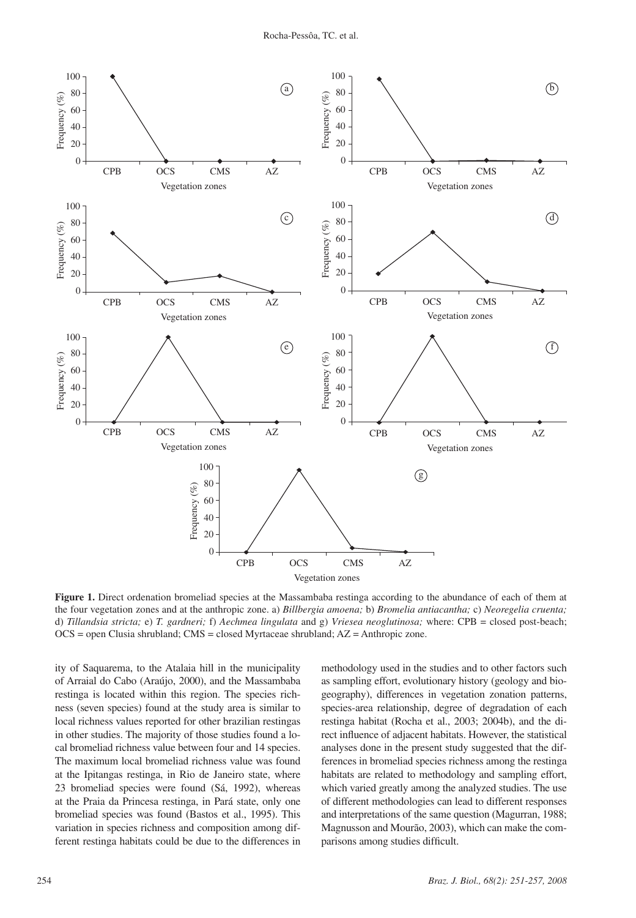**Figure 1.** Direct ordenation bromeliad species at the Massambaba restinga according to the abundance of each of them at the four vegetation zones and at the anthropic zone. a) *Billbergia amoena;* b) *Bromelia antiacantha;* c) *Neoregelia cruenta;* d) *Tillandsia stricta;* e) *T. gardneri;* f) *Aechmea lingulata* and g) *Vriesea neoglutinosa;* where: CPB = closed post-beach; OCS = open Clusia shrubland; CMS = closed Myrtaceae shrubland; AZ = Anthropic zone.

ity of Saquarema, to the Atalaia hill in the municipality of Arraial do Cabo (Araújo, 2000), and the Massambaba restinga is located within this region. The species richness (seven species) found at the study area is similar to local richness values reported for other brazilian restingas in other studies. The majority of those studies found a local bromeliad richness value between four and 14 species. The maximum local bromeliad richness value was found at the Ipitangas restinga, in Rio de Janeiro state, where 23 bromeliad species were found (Sá, 1992), whereas at the Praia da Princesa restinga, in Pará state, only one bromeliad species was found (Bastos et al., 1995). This variation in species richness and composition among different restinga habitats could be due to the differences in methodology used in the studies and to other factors such as sampling effort, evolutionary history (geology and biogeography), differences in vegetation zonation patterns, species-area relationship, degree of degradation of each restinga habitat (Rocha et al., 2003; 2004b), and the direct influence of adjacent habitats. However, the statistical analyses done in the present study suggested that the differences in bromeliad species richness among the restinga habitats are related to methodology and sampling effort, which varied greatly among the analyzed studies. The use of different methodologies can lead to different responses and interpretations of the same question (Magurran, 1988; Magnusson and Mourão, 2003), which can make the comparisons among studies difficult.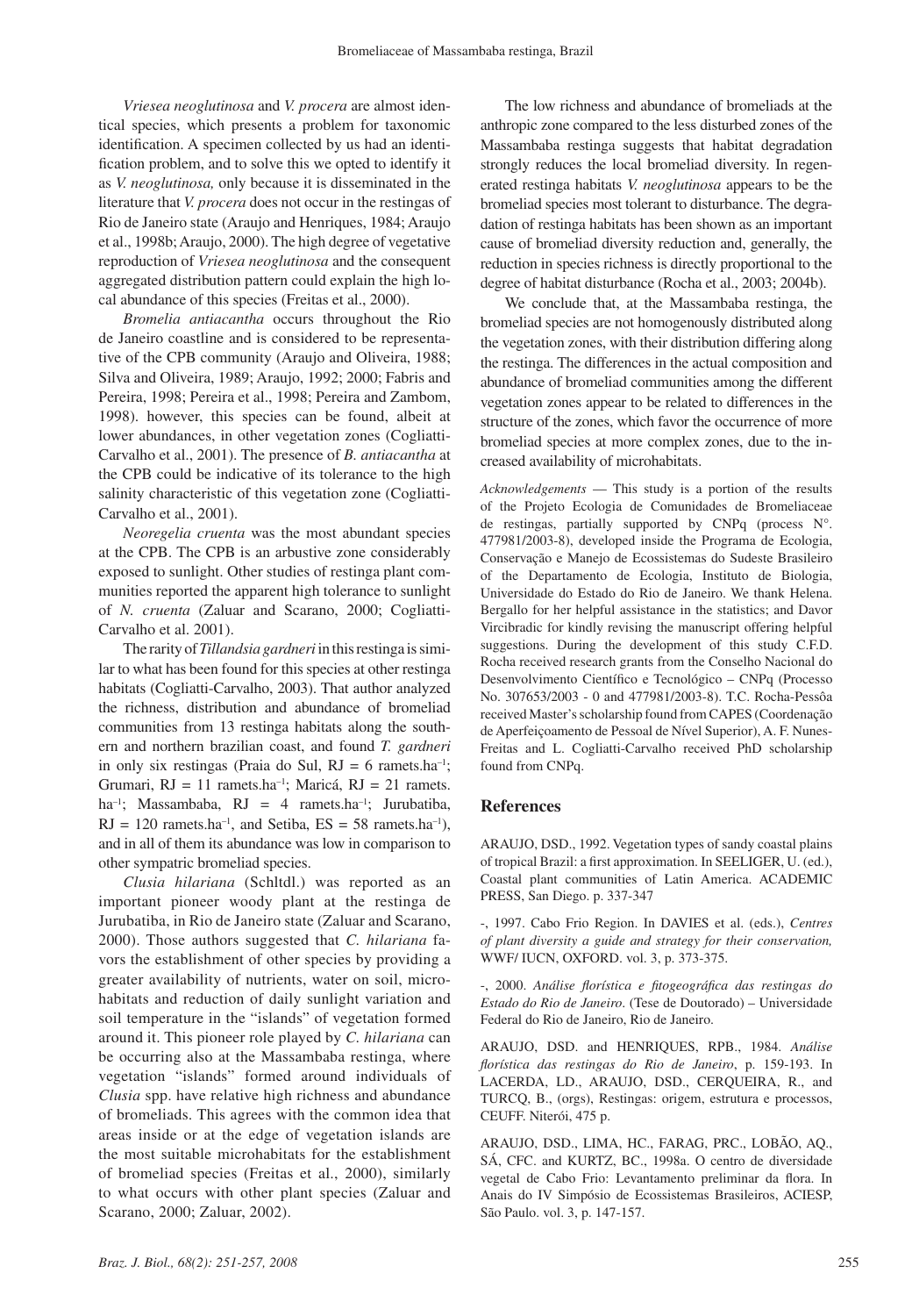*Vriesea neoglutinosa* and *V. procera* are almost identical species, which presents a problem for taxonomic identification. A specimen collected by us had an identification problem, and to solve this we opted to identify it as *V. neoglutinosa,* only because it is disseminated in the literature that *V. procera* does not occur in the restingas of Rio de Janeiro state (Araujo and Henriques, 1984; Araujo et al., 1998b; Araujo, 2000). The high degree of vegetative reproduction of *Vriesea neoglutinosa* and the consequent aggregated distribution pattern could explain the high local abundance of this species (Freitas et al., 2000).

*Bromelia antiacantha* occurs throughout the Rio de Janeiro coastline and is considered to be representative of the CPB community (Araujo and Oliveira, 1988; Silva and Oliveira, 1989; Araujo, 1992; 2000; Fabris and Pereira, 1998; Pereira et al., 1998; Pereira and Zambom, 1998). however, this species can be found, albeit at lower abundances, in other vegetation zones (Cogliatti-Carvalho et al., 2001). The presence of *B. antiacantha* at the CPB could be indicative of its tolerance to the high salinity characteristic of this vegetation zone (Cogliatti-Carvalho et al., 2001).

*Neoregelia cruenta* was the most abundant species at the CPB. The CPB is an arbustive zone considerably exposed to sunlight. Other studies of restinga plant communities reported the apparent high tolerance to sunlight of *N. cruenta* (Zaluar and Scarano, 2000; Cogliatti-Carvalho et al. 2001).

The rarity of *Tillandsia gardneri* in this restinga is similar to what has been found for this species at other restinga habitats (Cogliatti-Carvalho, 2003). That author analyzed the richness, distribution and abundance of bromeliad communities from 13 restinga habitats along the southern and northern brazilian coast, and found *T. gardneri* in only six restingas (Praia do Sul, RJ = 6 ramets.ha$^{-1}$; Grumari, RJ = 11 ramets.ha$^{-1}$; Maricá, RJ = 21 ramets.ha$^{-1}$; Massambaba, RJ = 4 ramets.ha$^{-1}$; Jurubatiba, RJ = 120 ramets.ha$^{-1}$, and Setiba, ES = 58 ramets.ha$^{-1}$), and in all of them its abundance was low in comparison to other sympatric bromeliad species.

*Clusia hilariana* (Schltdl.) was reported as an important pioneer woody plant at the restinga de Jurubatiba, in Rio de Janeiro state (Zaluar and Scarano, 2000). Those authors suggested that *C. hilariana* favors the establishment of other species by providing a greater availability of nutrients, water on soil, microhabitats and reduction of daily sunlight variation and soil temperature in the "islands" of vegetation formed around it. This pioneer role played by *C. hilariana* can be occurring also at the Massambaba restinga, where vegetation "islands" formed around individuals of *Clusia* spp. have relative high richness and abundance of bromeliads. This agrees with the common idea that areas inside or at the edge of vegetation islands are the most suitable microhabitats for the establishment of bromeliad species (Freitas et al., 2000), similarly to what occurs with other plant species (Zaluar and Scarano, 2000; Zaluar, 2002).

The low richness and abundance of bromeliads at the anthropic zone compared to the less disturbed zones of the Massambaba restinga suggests that habitat degradation strongly reduces the local bromeliad diversity. In regenerated restinga habitats *V. neoglutinosa* appears to be the bromeliad species most tolerant to disturbance. The degradation of restinga habitats has been shown as an important cause of bromeliad diversity reduction and, generally, the reduction in species richness is directly proportional to the degree of habitat disturbance (Rocha et al., 2003; 2004b).

We conclude that, at the Massambaba restinga, the bromeliad species are not homogenously distributed along the vegetation zones, with their distribution differing along the restinga. The differences in the actual composition and abundance of bromeliad communities among the different vegetation zones appear to be related to differences in the structure of the zones, which favor the occurrence of more bromeliad species at more complex zones, due to the increased availability of microhabitats.

*Acknowledgements* — This study is a portion of the results of the Projeto Ecologia de Comunidades de Bromeliaceae de restingas, partially supported by CNPq (process N°. 477981/2003-8), developed inside the Programa de Ecologia, Conservação e Manejo de Ecossistemas do Sudeste Brasileiro of the Departamento de Ecologia, Instituto de Biologia, Universidade do Estado do Rio de Janeiro. We thank Helena. Bergallo for her helpful assistance in the statistics; and Davor Vircibradic for kindly revising the manuscript offering helpful suggestions. During the development of this study C.F.D. Rocha received research grants from the Conselho Nacional do Desenvolvimento Científico e Tecnológico – CNPq (Processo No. 307653/2003 - 0 and 477981/2003-8). T.C. Rocha-Pessôa received Master's scholarship found from CAPES (Coordenação de Aperfeiçoamento de Pessoal de Nível Superior), A. F. Nunes-Freitas and L. Cogliatti-Carvalho received PhD scholarship found from CNPq.

## References

ARAUJO, DSD., 1992. Vegetation types of sandy coastal plains of tropical Brazil: a first approximation. In SEELIGER, U. (ed.), Coastal plant communities of Latin America. ACADEMIC PRESS, San Diego. p. 337-347

-, 1997. Cabo Frio Region. In DAVIES et al. (eds.), *Centres of plant diversity a guide and strategy for their conservation,* WWF/ IUCN, OXFORD. vol. 3, p. 373-375.

-, 2000. *Análise florística e fitogeográfica das restingas do Estado do Rio de Janeiro*. (Tese de Doutorado) – Universidade Federal do Rio de Janeiro, Rio de Janeiro.

ARAUJO, DSD. and HENRIQUES, RPB., 1984. *Análise florística das restingas do Rio de Janeiro*, p. 159-193. In LACERDA, LD., ARAUJO, DSD., CERQUEIRA, R., and TURCQ, B., (orgs), Restingas: origem, estrutura e processos, CEUFF. Niterói, 475 p.

ARAUJO, DSD., LIMA, HC., FARAG, PRC., LOBÃO, AQ., SÁ, CFC. and KURTZ, BC., 1998a. O centro de diversidade vegetal de Cabo Frio: Levantamento preliminar da flora. In Anais do IV Simpósio de Ecossistemas Brasileiros, ACIESP, São Paulo. vol. 3, p. 147-157.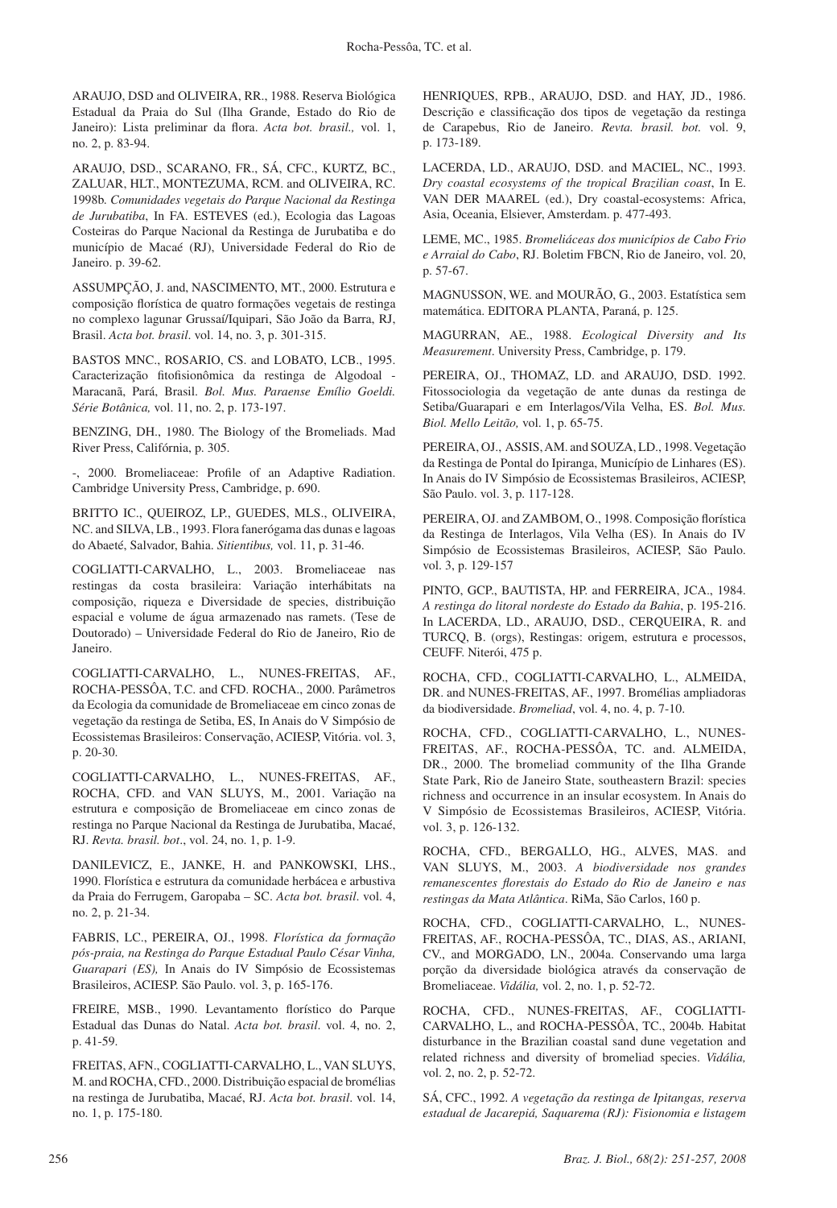ARAUJO, DSD and OLIVEIRA, RR., 1988. Reserva Biológica Estadual da Praia do Sul (Ilha Grande, Estado do Rio de Janeiro): Lista preliminar da flora. *Acta bot. brasil.,* vol. 1, no. 2, p. 83-94.

ARAUJO, DSD., SCARANO, FR., SÁ, CFC., KURTZ, BC., ZALUAR, HLT., MONTEZUMA, RCM. and OLIVEIRA, RC. 1998b. *Comunidades vegetais do Parque Nacional da Restinga de Jurubatiba*, In FA. ESTEVES (ed.), Ecologia das Lagoas Costeiras do Parque Nacional da Restinga de Jurubatiba e do município de Macaé (RJ), Universidade Federal do Rio de Janeiro. p. 39-62.

ASSUMPÇÃO, J. and, NASCIMENTO, MT., 2000. Estrutura e composição florística de quatro formações vegetais de restinga no complexo lagunar Grussaí/Iquipari, São João da Barra, RJ, Brasil. *Acta bot. brasil*. vol. 14, no. 3, p. 301-315.

BASTOS MNC., ROSARIO, CS. and LOBATO, LCB., 1995. Caracterização fitofisionômica da restinga de Algodoal - Maracanã, Pará, Brasil. *Bol. Mus. Paraense Emílio Goeldi. Série Botânica,* vol. 11, no. 2, p. 173-197.

BENZING, DH., 1980. The Biology of the Bromeliads. Mad River Press, Califórnia, p. 305.

-, 2000. Bromeliaceae: Profile of an Adaptive Radiation. Cambridge University Press, Cambridge, p. 690.

BRITTO IC., QUEIROZ, LP., GUEDES, MLS., OLIVEIRA, NC. and SILVA, LB., 1993. Flora fanerógama das dunas e lagoas do Abaeté, Salvador, Bahia. *Sitientibus,* vol. 11, p. 31-46.

COGLIATTI-CARVALHO, L., 2003. Bromeliaceae nas restingas da costa brasileira: Variação interhábitats na composição, riqueza e Diversidade de species, distribuição espacial e volume de água armazenado nas ramets. (Tese de Doutorado) – Universidade Federal do Rio de Janeiro, Rio de Janeiro.

COGLIATTI-CARVALHO, L., NUNES-FREITAS, AF., ROCHA-PESSÔA, T.C. and CFD. ROCHA., 2000. Parâmetros da Ecologia da comunidade de Bromeliaceae em cinco zonas de vegetação da restinga de Setiba, ES, In Anais do V Simpósio de Ecossistemas Brasileiros: Conservação, ACIESP, Vitória. vol. 3, p. 20-30.

COGLIATTI-CARVALHO, L., NUNES-FREITAS, AF., ROCHA, CFD. and VAN SLUYS, M., 2001. Variação na estrutura e composição de Bromeliaceae em cinco zonas de restinga no Parque Nacional da Restinga de Jurubatiba, Macaé, RJ. *Revta. brasil. bot*., vol. 24, no. 1, p. 1-9.

DANILEVICZ, E., JANKE, H. and PANKOWSKI, LHS., 1990. Florística e estrutura da comunidade herbácea e arbustiva da Praia do Ferrugem, Garopaba – SC. *Acta bot. brasil*. vol. 4, no. 2, p. 21-34.

FABRIS, LC., PEREIRA, OJ., 1998. *Florística da formação pós-praia, na Restinga do Parque Estadual Paulo César Vinha, Guarapari (ES),* In Anais do IV Simpósio de Ecossistemas Brasileiros, ACIESP. São Paulo. vol. 3, p. 165-176.

FREIRE, MSB., 1990. Levantamento florístico do Parque Estadual das Dunas do Natal. *Acta bot. brasil*. vol. 4, no. 2, p. 41-59.

FREITAS, AFN., COGLIATTI-CARVALHO, L., VAN SLUYS, M. and ROCHA, CFD., 2000. Distribuição espacial de bromélias na restinga de Jurubatiba, Macaé, RJ. *Acta bot. brasil*. vol. 14, no. 1, p. 175-180.

HENRIQUES, RPB., ARAUJO, DSD. and HAY, JD., 1986. Descrição e classificação dos tipos de vegetação da restinga de Carapebus, Rio de Janeiro. *Revta. brasil. bot.* vol. 9, p. 173-189.

LACERDA, LD., ARAUJO, DSD. and MACIEL, NC., 1993. *Dry coastal ecosystems of the tropical Brazilian coast*, In E. VAN DER MAAREL (ed.), Dry coastal-ecosystems: Africa, Asia, Oceania, Elsiever, Amsterdam. p. 477-493.

LEME, MC., 1985. *Bromeliáceas dos municípios de Cabo Frio e Arraial do Cabo*, RJ. Boletim FBCN, Rio de Janeiro, vol. 20, p. 57-67.

MAGNUSSON, WE. and MOURÃO, G., 2003. Estatística sem matemática. EDITORA PLANTA, Paraná, p. 125.

MAGURRAN, AE., 1988. *Ecological Diversity and Its Measurement*. University Press, Cambridge, p. 179.

PEREIRA, OJ., THOMAZ, LD. and ARAUJO, DSD. 1992. Fitossociologia da vegetação de ante dunas da restinga de Setiba/Guarapari e em Interlagos/Vila Velha, ES. *Bol. Mus. Biol. Mello Leitão,* vol. 1, p. 65-75.

PEREIRA, OJ., ASSIS, AM. and SOUZA, LD., 1998. Vegetação da Restinga de Pontal do Ipiranga, Município de Linhares (ES). In Anais do IV Simpósio de Ecossistemas Brasileiros, ACIESP, São Paulo. vol. 3, p. 117-128.

PEREIRA, OJ. and ZAMBOM, O., 1998. Composição florística da Restinga de Interlagos, Vila Velha (ES). In Anais do IV Simpósio de Ecossistemas Brasileiros, ACIESP, São Paulo. vol. 3, p. 129-157

PINTO, GCP., BAUTISTA, HP. and FERREIRA, JCA., 1984. *A restinga do litoral nordeste do Estado da Bahia*, p. 195-216. In LACERDA, LD., ARAUJO, DSD., CERQUEIRA, R. and TURCQ, B. (orgs), Restingas: origem, estrutura e processos, CEUFF. Niterói, 475 p.

ROCHA, CFD., COGLIATTI-CARVALHO, L., ALMEIDA, DR. and NUNES-FREITAS, AF., 1997. Bromélias ampliadoras da biodiversidade. *Bromeliad*, vol. 4, no. 4, p. 7-10.

ROCHA, CFD., COGLIATTI-CARVALHO, L., NUNES-FREITAS, AF., ROCHA-PESSÔA, TC. and. ALMEIDA, DR., 2000. The bromeliad community of the Ilha Grande State Park, Rio de Janeiro State, southeastern Brazil: species richness and occurrence in an insular ecosystem. In Anais do V Simpósio de Ecossistemas Brasileiros, ACIESP, Vitória. vol. 3, p. 126-132.

ROCHA, CFD., BERGALLO, HG., ALVES, MAS. and VAN SLUYS, M., 2003. *A biodiversidade nos grandes remanescentes florestais do Estado do Rio de Janeiro e nas restingas da Mata Atlântica*. RiMa, São Carlos, 160 p.

ROCHA, CFD., COGLIATTI-CARVALHO, L., NUNES-FREITAS, AF., ROCHA-PESSÔA, TC., DIAS, AS., ARIANI, CV., and MORGADO, LN., 2004a. Conservando uma larga porção da diversidade biológica através da conservação de Bromeliaceae. *Vidália,* vol. 2, no. 1, p. 52-72.

ROCHA, CFD., NUNES-FREITAS, AF., COGLIATTI-CARVALHO, L., and ROCHA-PESSÔA, TC., 2004b. Habitat disturbance in the Brazilian coastal sand dune vegetation and related richness and diversity of bromeliad species. *Vidália,* vol. 2, no. 2, p. 52-72.

SÁ, CFC., 1992. *A vegetação da restinga de Ipitangas, reserva estadual de Jacarepiá, Saquarema (RJ): Fisionomia e listagem*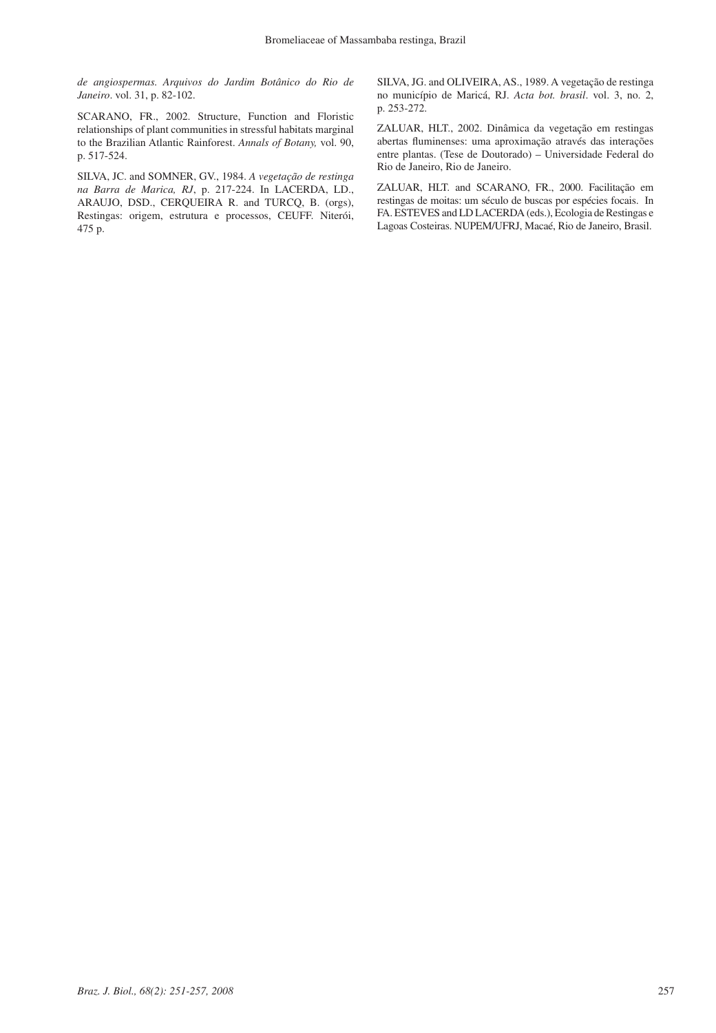*de angiospermas*. *Arquivos do Jardim Botânico do Rio de Janeiro*. vol. 31, p. 82-102.

SCARANO, FR., 2002. Structure, Function and Floristic relationships of plant communities in stressful habitats marginal to the Brazilian Atlantic Rainforest. *Annals of Botany,* vol. 90, p. 517-524.

SILVA, JC. and SOMNER, GV., 1984. *A vegetação de restinga na Barra de Marica, RJ*, p. 217-224. In LACERDA, LD., ARAUJO, DSD., CERQUEIRA R. and TURCQ, B. (orgs), Restingas: origem, estrutura e processos, CEUFF. Niterói, 475 p.

SILVA, JG. and OLIVEIRA, AS., 1989. A vegetação de restinga no município de Maricá, RJ. *Acta bot. brasil*. vol. 3, no. 2, p. 253-272.

ZALUAR, HLT., 2002. Dinâmica da vegetação em restingas abertas fluminenses: uma aproximação através das interações entre plantas. (Tese de Doutorado) – Universidade Federal do Rio de Janeiro, Rio de Janeiro.

ZALUAR, HLT. and SCARANO, FR., 2000. Facilitação em restingas de moitas: um século de buscas por espécies focais. In FA. ESTEVES and LD LACERDA (eds.), Ecologia de Restingas e Lagoas Costeiras. NUPEM/UFRJ, Macaé, Rio de Janeiro, Brasil.